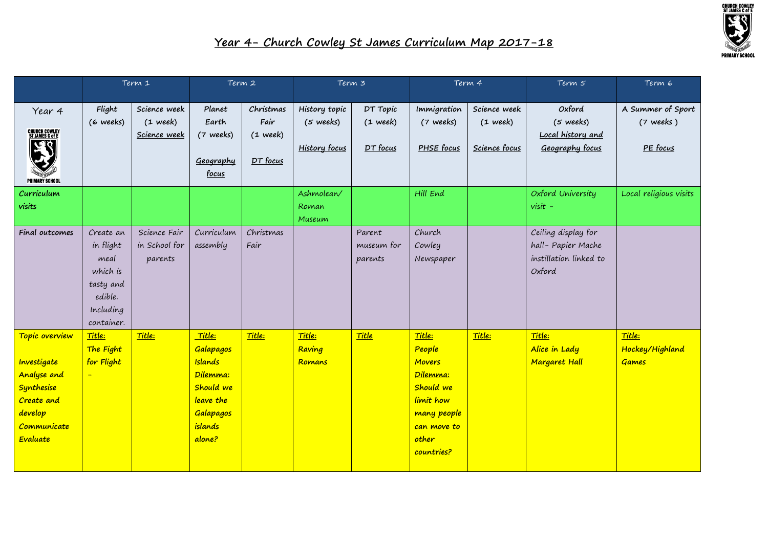# Year 4- Church Cowley St James Curriculum Map 2017-18

| | Term 1 | | Term 2 | | Term 3 | | Term 4 | | Term 5 | Term 6 |
|---|---|---|---|---|---|---|---|---|---|---|
| Year 4 | Flight (6 weeks) | Science week (1 week) Science week | Planet Earth (7 weeks) Geography focus | Christmas Fair (1 week) DT focus | History topic (5 weeks) History focus | DT Topic (1 week) DT focus | Immigration (7 weeks) PHSE focus | Science week (1 week) Science focus | Oxford (5 weeks) Local history and Geography focus | A Summer of Sport (7 weeks ) PE focus |
| **Curriculum visits** | | | | | Ashmolean/ Roman Museum | | Hill End | | Oxford University visit - | Local religious visits |
| **Final outcomes** | Create an in flight meal which is tasty and edible. Including container. | Science Fair in School for parents | Curriculum assembly | Christmas Fair | | Parent museum for parents | Church Cowley Newspaper | | Ceiling display for hall- Papier Mache instillation linked to Oxford | |
| **Topic overview** Investigate Analyse and Synthesise Create and develop Communicate Evaluate | **Title:** The Fight for Flight - | **Title:** | **Title:** Galapagos Islands **Dilemma:** Should we leave the Galapagos islands alone? | **Title:** | **Title:** Raving Romans | **Title** | **Title:** People Movers **Dilemma:** Should we limit how many people can move to other countries? | **Title:** | **Title:** Alice in Lady Margaret Hall | **Title:** Hockey/Highland Games |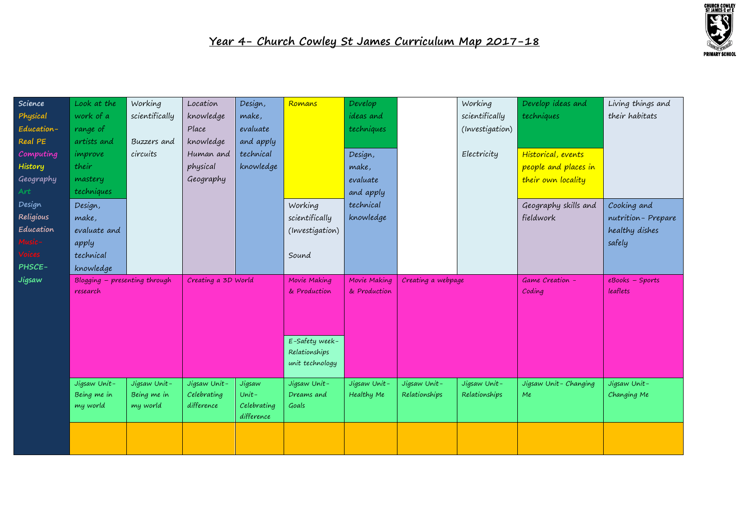# Year 4- Church Cowley St James Curriculum Map 2017-18

| Subjects | | | | | | | | | | |
|---|---|---|---|---|---|---|---|---|---|---|
| Science<br>Physical Education- Real PE<br>Computing<br>History<br>Geography<br>Art<br>Design<br>Religious Education<br>Music- Voices<br>PHSCE- Jigsaw | Look at the work of a range of artists and improve their mastery techniques | Working scientifically<br><br>Buzzers and circuits | Location knowledge Place knowledge Human and physical Geography | Design, make, evaluate and apply technical knowledge | Romans | Develop ideas and techniques | | Working scientifically (Investigation)<br><br>Electricity | Develop ideas and techniques | Living things and their habitats |
| | | | | | | Design, make, evaluate and apply technical knowledge | | | Historical, events people and places in their own locality | |
| | Design, make, evaluate and apply technical knowledge | | | | Working scientifically (Investigation)<br><br>Sound | | | | Geography skills and fieldwork | Cooking and nutrition- Prepare healthy dishes safely |
| | Blogging – presenting through research | | Creating a 3D World | | Movie Making & Production | Movie Making & Production | Creating a webpage | | Game Creation – Coding | eBooks – Sports leaflets |
| | | | | | E-Safety week- Relationships unit technology | | | | | |
| | Jigsaw Unit- Being me in my world | Jigsaw Unit- Being me in my world | Jigsaw Unit- Celebrating difference | Jigsaw Unit- Celebrating difference | Jigsaw Unit- Dreams and Goals | Jigsaw Unit- Healthy Me | Jigsaw Unit- Relationships | Jigsaw Unit- Relationships | Jigsaw Unit- Changing Me | Jigsaw Unit- Changing Me |
| | | | | | | | | | | |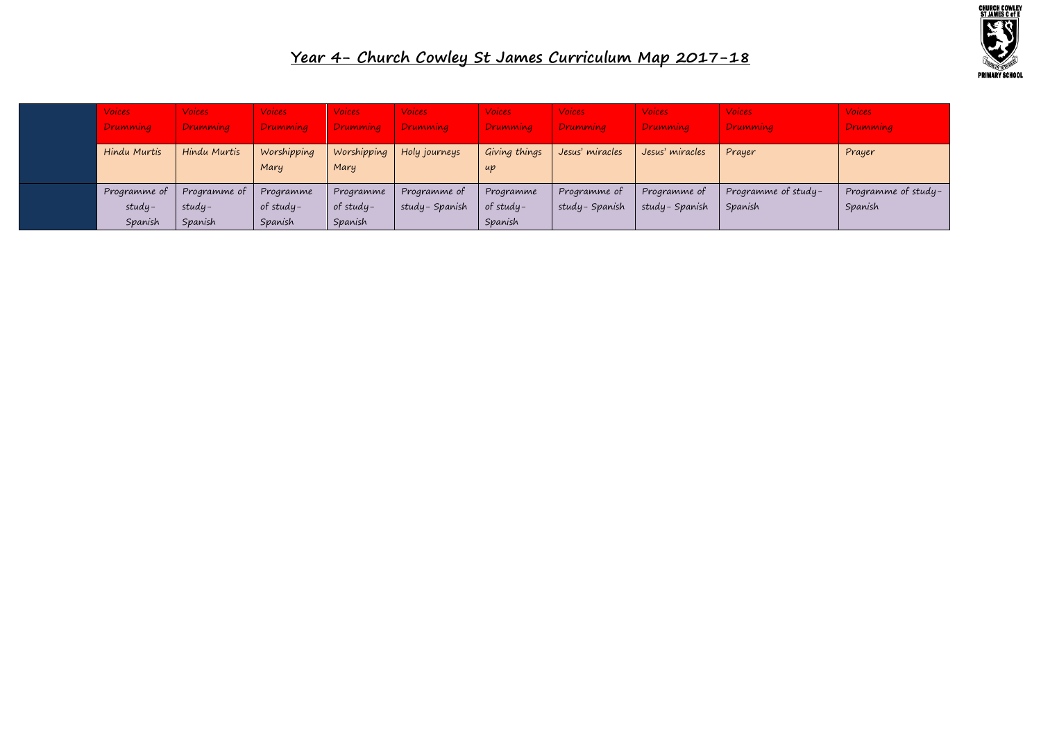## Year 4- Church Cowley St James Curriculum Map 2017-18

| | | | | | | | | | | |
|---|---|---|---|---|---|---|---|---|---|---|
| | Voices Drumming | Voices Drumming | Voices Drumming | Voices Drumming | Voices Drumming | Voices Drumming | Voices Drumming | Voices Drumming | Voices Drumming | Voices Drumming |
| | Hindu Murtis | Hindu Murtis | Worshipping Mary | Worshipping Mary | Holy journeys | Giving things up | Jesus' miracles | Jesus' miracles | Prayer | Prayer |
| | Programme of study- Spanish | Programme of study- Spanish | Programme of study- Spanish | Programme of study- Spanish | Programme of study- Spanish | Programme of study- Spanish | Programme of study- Spanish | Programme of study- Spanish | Programme of study- Spanish | Programme of study- Spanish |